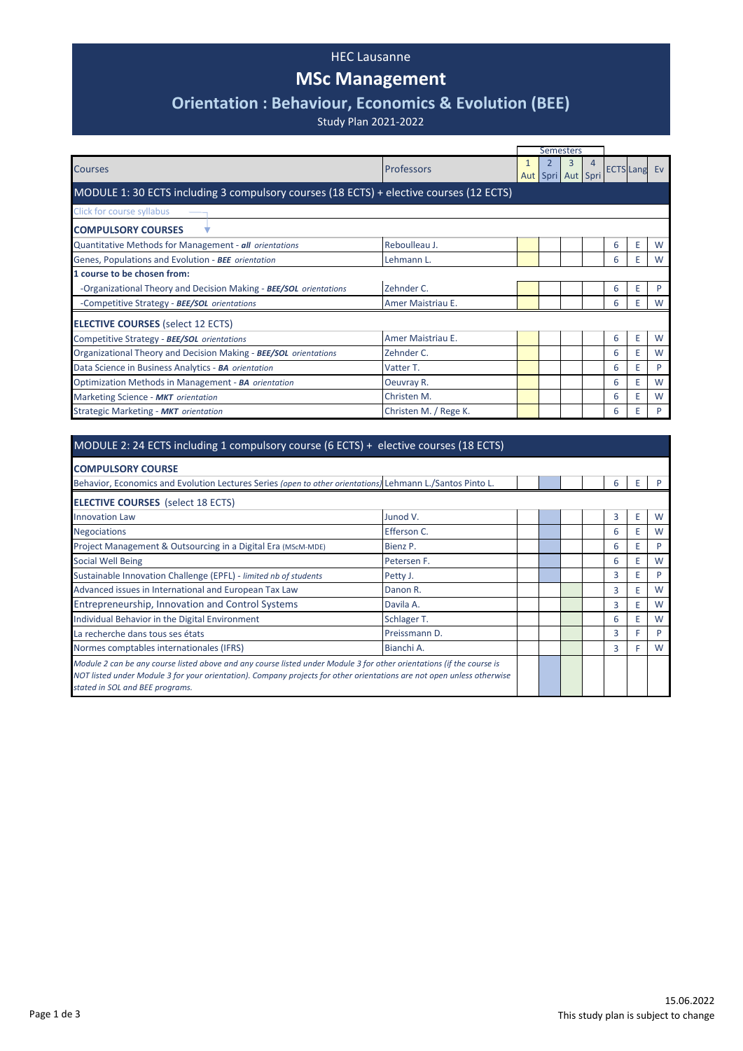HEC Lausanne

# MSc Management

## Orientation : Behaviour, Economics & Evolution (BEE)

Study Plan 2021-2022

| Courses | Professors | Semesters 1 Aut | 2 Spri | 3 Aut | 4 Spri | ECTS | Lang | Ev |
|---|---|---|---|---|---|---|---|---|
| **MODULE 1: 30 ECTS including 3 compulsory courses (18 ECTS) + elective courses (12 ECTS)** | | | | | | | | |
| Click for course syllabus | | | | | | | | |
| **COMPULSORY COURSES** | | | | | | | | |
| Quantitative Methods for Management - ***all*** *orientations* | Reboulleau J. | | | | | 6 | E | W |
| Genes, Populations and Evolution - ***BEE*** *orientation* | Lehmann L. | | | | | 6 | E | W |
| **1 course to be chosen from:** | | | | | | | | |
| -Organizational Theory and Decision Making - ***BEE/SOL*** *orientations* | Zehnder C. | | | | | 6 | E | P |
| -Competitive Strategy - ***BEE/SOL*** *orientations* | Amer Maistriau E. | | | | | 6 | E | W |
| **ELECTIVE COURSES** (select 12 ECTS) | | | | | | | | |
| Competitive Strategy - ***BEE/SOL*** *orientations* | Amer Maistriau E. | | | | | 6 | E | W |
| Organizational Theory and Decision Making - ***BEE/SOL*** *orientations* | Zehnder C. | | | | | 6 | E | W |
| Data Science in Business Analytics - ***BA*** *orientation* | Vatter T. | | | | | 6 | E | P |
| Optimization Methods in Management - ***BA*** *orientation* | Oeuvray R. | | | | | 6 | E | W |
| Marketing Science - ***MKT*** *orientation* | Christen M. | | | | | 6 | E | W |
| Strategic Marketing - ***MKT*** *orientation* | Christen M. / Rege K. | | | | | 6 | E | P |

| Courses | Professors | 1 Aut | 2 Spri | 3 Aut | 4 Spri | ECTS | Lang | Ev |
|---|---|---|---|---|---|---|---|---|
| **MODULE 2: 24 ECTS including 1 compulsory course (6 ECTS) + elective courses (18 ECTS)** | | | | | | | | |
| **COMPULSORY COURSE** | | | | | | | | |
| Behavior, Economics and Evolution Lectures Series *(open to other orientations)* | Lehmann L./Santos Pinto L. | | | | | 6 | E | P |
| **ELECTIVE COURSES** (select 18 ECTS) | | | | | | | | |
| Innovation Law | Junod V. | | | | | 3 | E | W |
| Negociations | Efferson C. | | | | | 6 | E | W |
| Project Management & Outsourcing in a Digital Era (MScM-MDE) | Bienz P. | | | | | 6 | E | P |
| Social Well Being | Petersen F. | | | | | 6 | E | W |
| Sustainable Innovation Challenge (EPFL) - *limited nb of students* | Petty J. | | | | | 3 | E | P |
| Advanced issues in International and European Tax Law | Danon R. | | | | | 3 | E | W |
| Entrepreneurship, Innovation and Control Systems | Davila A. | | | | | 3 | E | W |
| Individual Behavior in the Digital Environment | Schlager T. | | | | | 6 | E | W |
| La recherche dans tous ses états | Preissmann D. | | | | | 3 | F | P |
| Normes comptables internationales (IFRS) | Bianchi A. | | | | | 3 | F | W |
| *Module 2 can be any course listed above and any course listed under Module 3 for other orientations (if the course is NOT listed under Module 3 for your orientation). Company projects for other orientations are not open unless otherwise stated in SOL and BEE programs.* | | | | | | | | |

15.06.2022

This study plan is subject to change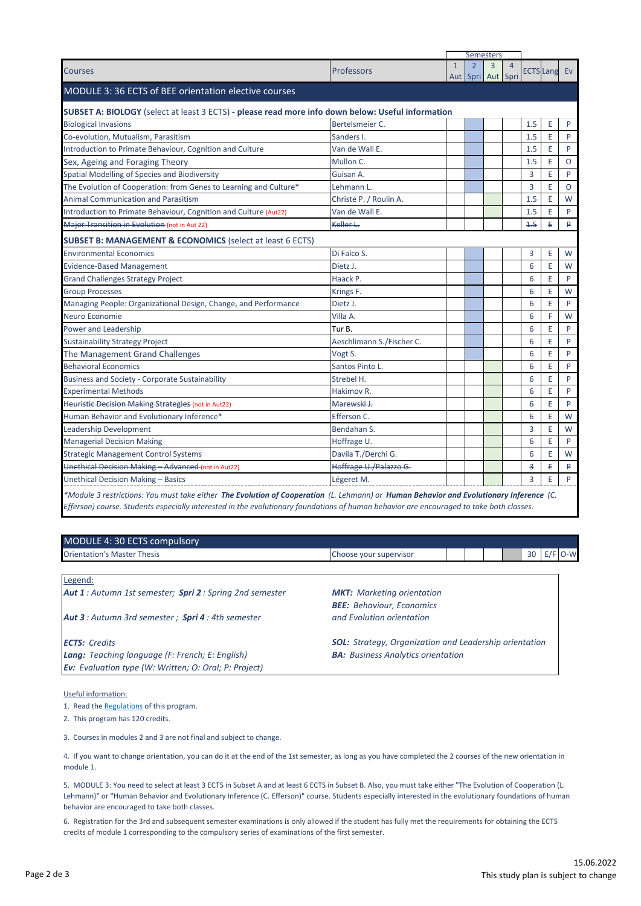| Courses | Professors | Semesters 1 Aut | 2 Spri | 3 Aut | 4 Spri | ECTS | Lang | Ev |
|---|---|---|---|---|---|---|---|---|
| **MODULE 3: 36 ECTS of BEE orientation elective courses** | | | | | | | | |
| **SUBSET A: BIOLOGY** (select at least 3 ECTS) **- please read more info down below: Useful information** | | | | | | | | |
| Biological Invasions | Bertelsmeier C. | | | | | 1.5 | E | P |
| Co-evolution, Mutualism, Parasitism | Sanders I. | | | | | 1.5 | E | P |
| Introduction to Primate Behaviour, Cognition and Culture | Van de Wall E. | | | | | 1.5 | E | P |
| Sex, Ageing and Foraging Theory | Mullon C. | | | | | 1.5 | E | O |
| Spatial Modelling of Species and Biodiversity | Guisan A. | | | | | 3 | E | P |
| The Evolution of Cooperation: from Genes to Learning and Culture* | Lehmann L. | | | | | 3 | E | O |
| Animal Communication and Parasitism | Christe P. / Roulin A. | | | | | 1.5 | E | W |
| Introduction to Primate Behaviour, Cognition and Culture (Aut22) | Van de Wall E. | | | | | 1.5 | E | P |
| ~~Major Transition in Evolution~~ (not in Aut 22) | ~~Keller L.~~ | | | | | ~~1.5~~ | ~~E~~ | ~~P~~ |
| **SUBSET B: MANAGEMENT & ECONOMICS** (select at least 6 ECTS) | | | | | | | | |
| Environmental Economics | Di Falco S. | | | | | 3 | E | W |
| Evidence-Based Management | Dietz J. | | | | | 6 | E | W |
| Grand Challenges Strategy Project | Haack P. | | | | | 6 | E | P |
| Group Processes | Krings F. | | | | | 6 | E | W |
| Managing People: Organizational Design, Change, and Performance | Dietz J. | | | | | 6 | E | P |
| Neuro Economie | Villa A. | | | | | 6 | F | W |
| Power and Leadership | Tur B. | | | | | 6 | E | P |
| Sustainability Strategy Project | Aeschlimann S./Fischer C. | | | | | 6 | E | P |
| The Management Grand Challenges | Vogt S. | | | | | 6 | E | P |
| Behavioral Economics | Santos Pinto L. | | | | | 6 | E | P |
| Business and Society - Corporate Sustainability | Strebel H. | | | | | 6 | E | P |
| Experimental Methods | Hakimov R. | | | | | 6 | E | P |
| ~~Heuristic Decision Making Strategies~~ (not in Aut22) | ~~Marewski J.~~ | | | | | ~~6~~ | ~~E~~ | ~~P~~ |
| Human Behavior and Evolutionary Inference* | Efferson C. | | | | | 6 | E | W |
| Leadership Development | Bendahan S. | | | | | 3 | E | W |
| Managerial Decision Making | Hoffrage U. | | | | | 6 | E | P |
| Strategic Management Control Systems | Davila T./Derchi G. | | | | | 6 | E | W |
| ~~Unethical Decision Making – Advanced~~ (not in Aut22) | ~~Hoffrage U./Palazzo G.~~ | | | | | ~~3~~ | ~~E~~ | ~~P~~ |
| Unethical Decision Making – Basics | Légeret M. | | | | | 3 | E | P |

*\*Module 3 restrictions: You must take either **The Evolution of Cooperation** (L. Lehmann) or **Human Behavior and Evolutionary Inference** (C. Efferson) course. Students especially interested in the evolutionary foundations of human behavior are encouraged to take both classes.*

| MODULE 4: 30 ECTS compulsory | | | | | | | | |
|---|---|---|---|---|---|---|---|---|
| Orientation's Master Thesis | Choose your supervisor | | | | | 30 | E/F | O-W |

Legend:

***Aut 1** : Autumn 1st semester; **Spri 2** : Spring 2nd semester*

***Aut 3** : Autumn 3rd semester ; **Spri 4** : 4th semester*

***ECTS:** Credits*

***Lang:** Teaching language (F: French; E: English)*

***Ev:** Evaluation type (W: Written; O: Oral; P: Project)*

***MKT:** Marketing orientation*

***BEE:** Behaviour, Economics and Evolution orientation*

***SOL:** Strategy, Organization and Leadership orientation*

***BA:** Business Analytics orientation*

Useful information:

1. Read the Regulations of this program.
2. This program has 120 credits.
3. Courses in modules 2 and 3 are not final and subject to change.
4. If you want to change orientation, you can do it at the end of the 1st semester, as long as you have completed the 2 courses of the new orientation in module 1.
5. MODULE 3: You need to select at least 3 ECTS in Subset A and at least 6 ECTS in Subset B. Also, you must take either "The Evolution of Cooperation (L. Lehmann)" or "Human Behavior and Evolutionary Inference (C. Efferson)" course. Students especially interested in the evolutionary foundations of human behavior are encouraged to take both classes.
6. Registration for the 3rd and subsequent semester examinations is only allowed if the student has fully met the requirements for obtaining the ECTS credits of module 1 corresponding to the compulsory series of examinations of the first semester.

15.06.2022

This study plan is subject to change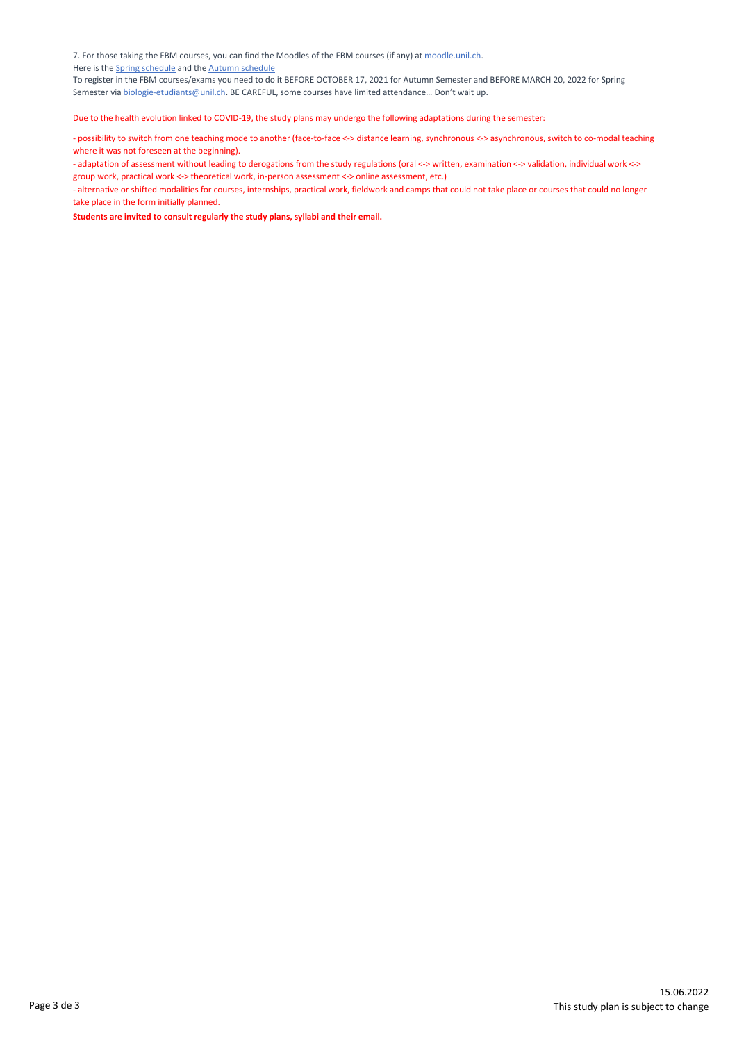7. For those taking the FBM courses, you can find the Moodles of the FBM courses (if any) at moodle.unil.ch.
Here is the Spring schedule and the Autumn schedule
To register in the FBM courses/exams you need to do it BEFORE OCTOBER 17, 2021 for Autumn Semester and BEFORE MARCH 20, 2022 for Spring Semester via biologie-etudiants@unil.ch. BE CAREFUL, some courses have limited attendance… Don't wait up.

Due to the health evolution linked to COVID-19, the study plans may undergo the following adaptations during the semester:

- possibility to switch from one teaching mode to another (face-to-face <-> distance learning, synchronous <-> asynchronous, switch to co-modal teaching where it was not foreseen at the beginning).
- adaptation of assessment without leading to derogations from the study regulations (oral <-> written, examination <-> validation, individual work <-> group work, practical work <-> theoretical work, in-person assessment <-> online assessment, etc.)
- alternative or shifted modalities for courses, internships, practical work, fieldwork and camps that could not take place or courses that could no longer take place in the form initially planned.

**Students are invited to consult regularly the study plans, syllabi and their email.**

15.06.2022
This study plan is subject to change